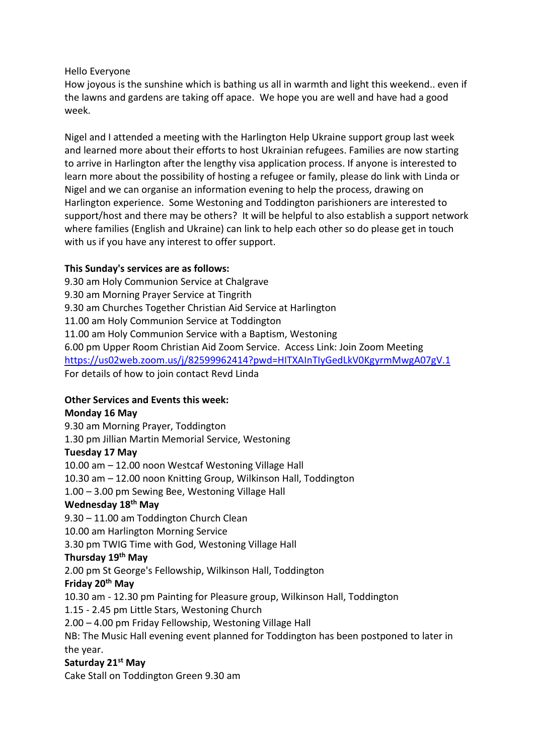Hello Everyone

How joyous is the sunshine which is bathing us all in warmth and light this weekend.. even if the lawns and gardens are taking off apace. We hope you are well and have had a good week.

Nigel and I attended a meeting with the Harlington Help Ukraine support group last week and learned more about their efforts to host Ukrainian refugees. Families are now starting to arrive in Harlington after the lengthy visa application process. If anyone is interested to learn more about the possibility of hosting a refugee or family, please do link with Linda or Nigel and we can organise an information evening to help the process, drawing on Harlington experience. Some Westoning and Toddington parishioners are interested to support/host and there may be others? It will be helpful to also establish a support network where families (English and Ukraine) can link to help each other so do please get in touch with us if you have any interest to offer support.

**This Sunday's services are as follows:**

9.30 am Holy Communion Service at Chalgrave
9.30 am Morning Prayer Service at Tingrith
9.30 am Churches Together Christian Aid Service at Harlington
11.00 am Holy Communion Service at Toddington
11.00 am Holy Communion Service with a Baptism, Westoning
6.00 pm Upper Room Christian Aid Zoom Service. Access Link: Join Zoom Meeting
https://us02web.zoom.us/j/82599962414?pwd=HITXAInTIyGedLkV0KgyrmMwgA07gV.1
For details of how to join contact Revd Linda

**Other Services and Events this week:**

**Monday 16 May**
9.30 am Morning Prayer, Toddington
1.30 pm Jillian Martin Memorial Service, Westoning

**Tuesday 17 May**
10.00 am – 12.00 noon Westcaf Westoning Village Hall
10.30 am – 12.00 noon Knitting Group, Wilkinson Hall, Toddington
1.00 – 3.00 pm Sewing Bee, Westoning Village Hall

**Wednesday 18th May**
9.30 – 11.00 am Toddington Church Clean
10.00 am Harlington Morning Service
3.30 pm TWIG Time with God, Westoning Village Hall

**Thursday 19th May**
2.00 pm St George's Fellowship, Wilkinson Hall, Toddington

**Friday 20th May**
10.30 am - 12.30 pm Painting for Pleasure group, Wilkinson Hall, Toddington
1.15 - 2.45 pm Little Stars, Westoning Church
2.00 – 4.00 pm Friday Fellowship, Westoning Village Hall
NB: The Music Hall evening event planned for Toddington has been postponed to later in the year.

**Saturday 21st May**
Cake Stall on Toddington Green 9.30 am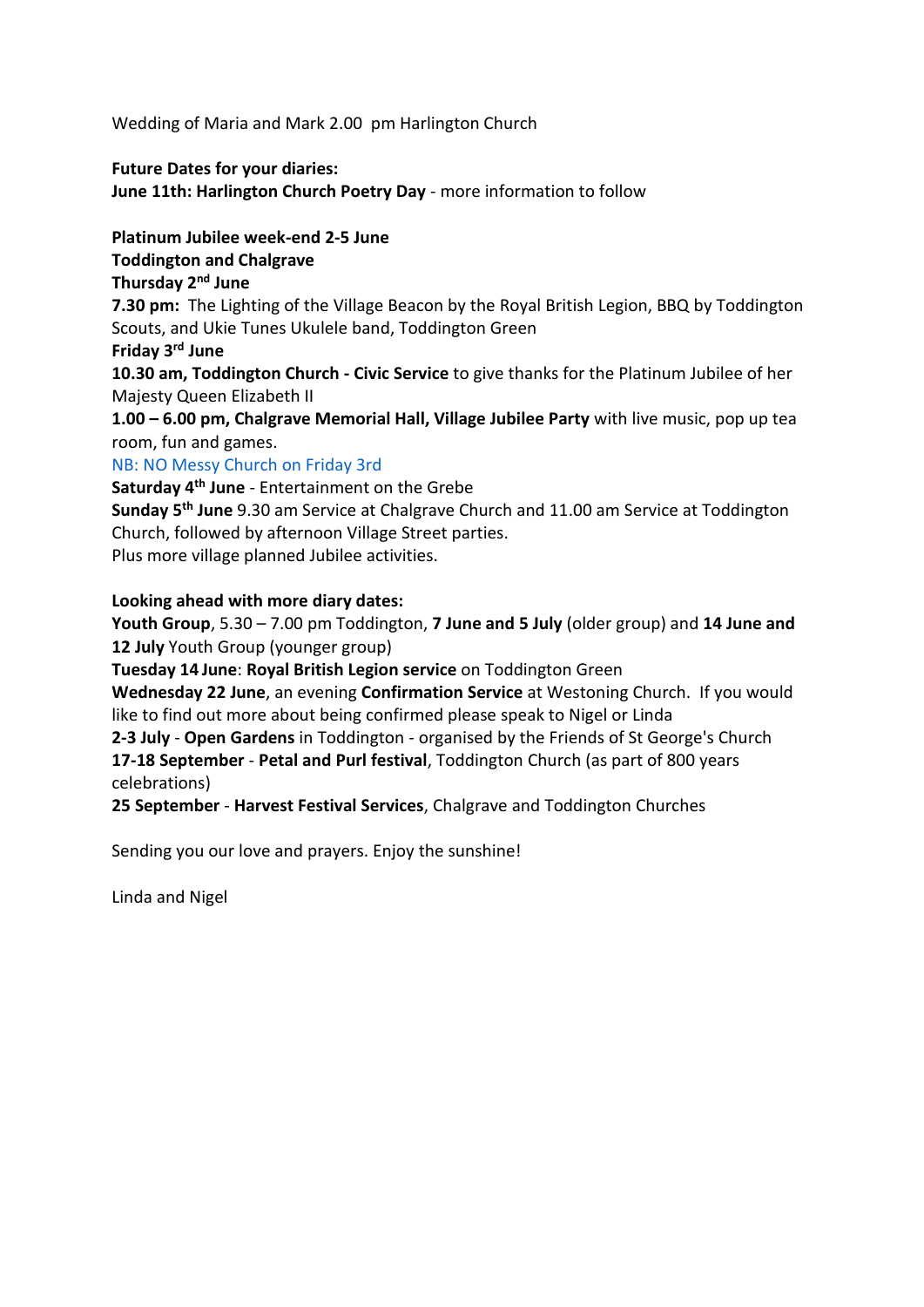Wedding of Maria and Mark 2.00 pm Harlington Church

**Future Dates for your diaries:**
**June 11th: Harlington Church Poetry Day** - more information to follow

**Platinum Jubilee week-end 2-5 June**
**Toddington and Chalgrave**
**Thursday 2nd June**
**7.30 pm:** The Lighting of the Village Beacon by the Royal British Legion, BBQ by Toddington Scouts, and Ukie Tunes Ukulele band, Toddington Green
**Friday 3rd June**
**10.30 am, Toddington Church - Civic Service** to give thanks for the Platinum Jubilee of her Majesty Queen Elizabeth II
**1.00 – 6.00 pm, Chalgrave Memorial Hall, Village Jubilee Party** with live music, pop up tea room, fun and games.
NB: NO Messy Church on Friday 3rd
**Saturday 4th June** - Entertainment on the Grebe
**Sunday 5th June** 9.30 am Service at Chalgrave Church and 11.00 am Service at Toddington Church, followed by afternoon Village Street parties.
Plus more village planned Jubilee activities.

**Looking ahead with more diary dates:**
**Youth Group**, 5.30 – 7.00 pm Toddington, **7 June and 5 July** (older group) and **14 June and 12 July** Youth Group (younger group)
**Tuesday 14 June**: **Royal British Legion service** on Toddington Green
**Wednesday 22 June**, an evening **Confirmation Service** at Westoning Church. If you would like to find out more about being confirmed please speak to Nigel or Linda
**2-3 July** - **Open Gardens** in Toddington - organised by the Friends of St George's Church
**17-18 September** - **Petal and Purl festival**, Toddington Church (as part of 800 years celebrations)
**25 September** - **Harvest Festival Services**, Chalgrave and Toddington Churches

Sending you our love and prayers. Enjoy the sunshine!

Linda and Nigel